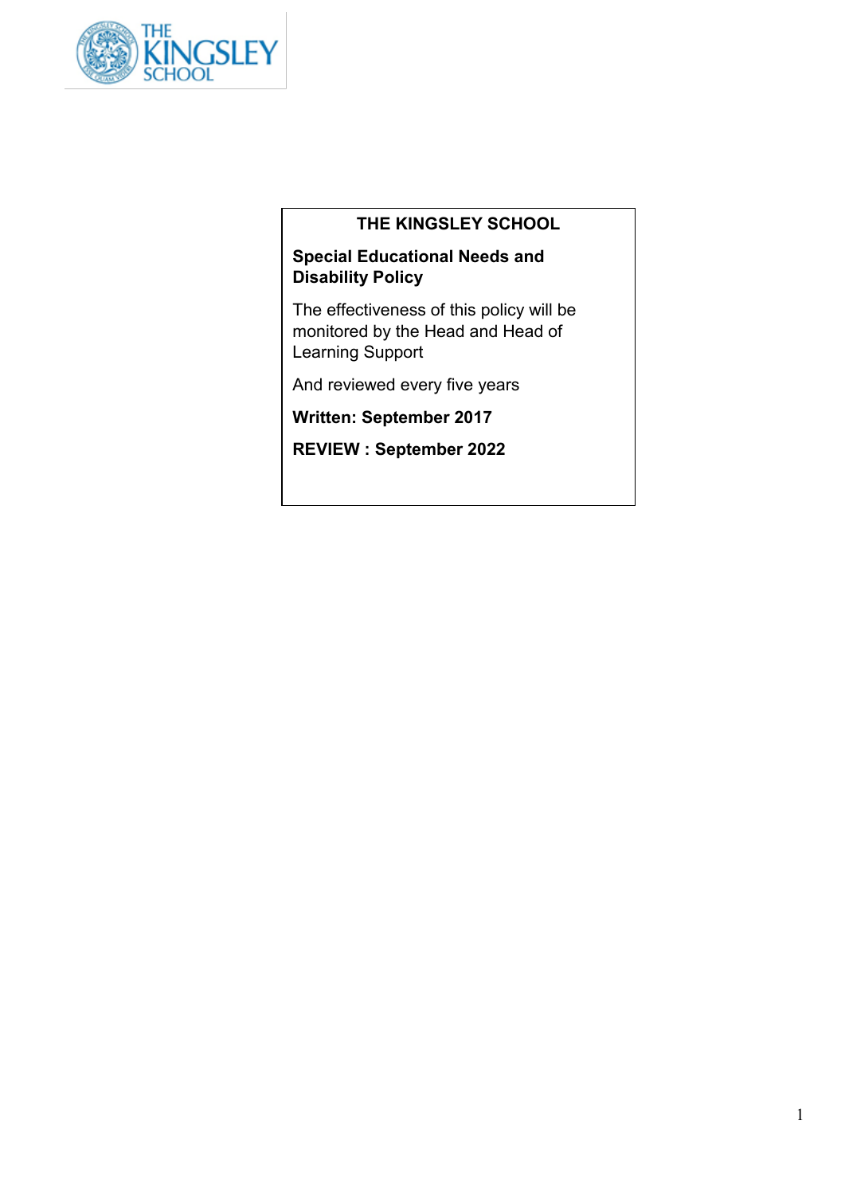# THE KINGSLEY SCHOOL

## Special Educational Needs and Disability Policy

The effectiveness of this policy will be monitored by the Head and Head of Learning Support

And reviewed every five years

**Written: September 2017**

**REVIEW : September 2022**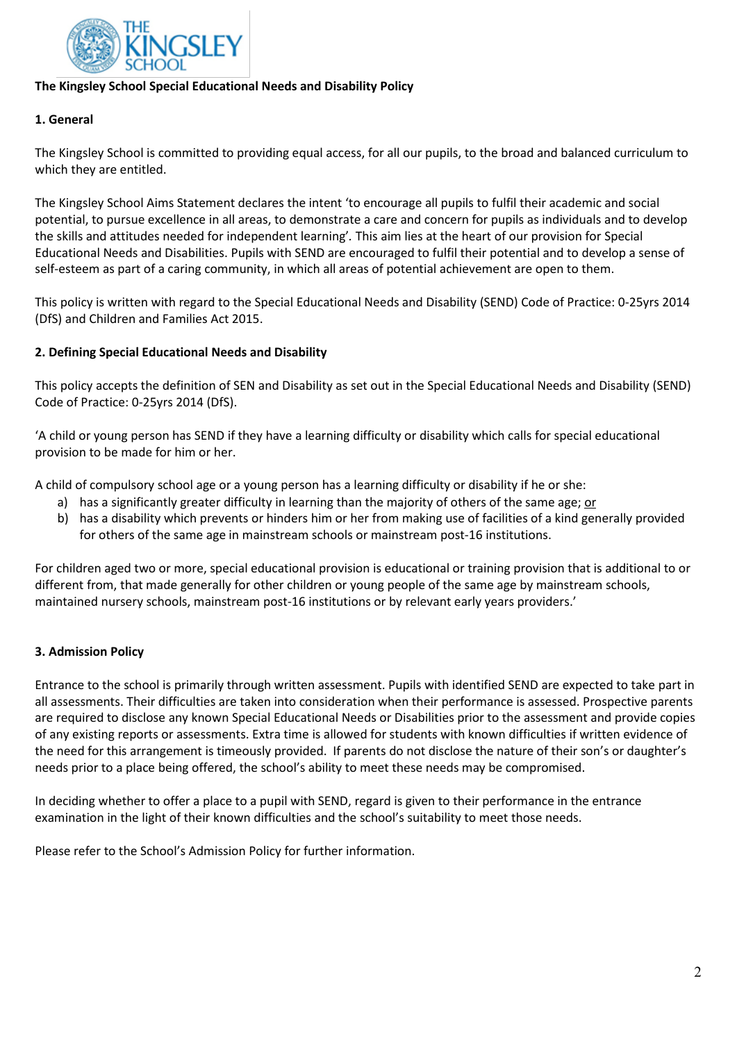**The Kingsley School Special Educational Needs and Disability Policy**

**1. General**

The Kingsley School is committed to providing equal access, for all our pupils, to the broad and balanced curriculum to which they are entitled.

The Kingsley School Aims Statement declares the intent 'to encourage all pupils to fulfil their academic and social potential, to pursue excellence in all areas, to demonstrate a care and concern for pupils as individuals and to develop the skills and attitudes needed for independent learning'. This aim lies at the heart of our provision for Special Educational Needs and Disabilities. Pupils with SEND are encouraged to fulfil their potential and to develop a sense of self-esteem as part of a caring community, in which all areas of potential achievement are open to them.

This policy is written with regard to the Special Educational Needs and Disability (SEND) Code of Practice: 0-25yrs 2014 (DfS) and Children and Families Act 2015.

**2. Defining Special Educational Needs and Disability**

This policy accepts the definition of SEN and Disability as set out in the Special Educational Needs and Disability (SEND) Code of Practice: 0-25yrs 2014 (DfS).

'A child or young person has SEND if they have a learning difficulty or disability which calls for special educational provision to be made for him or her.

A child of compulsory school age or a young person has a learning difficulty or disability if he or she:

a) has a significantly greater difficulty in learning than the majority of others of the same age; or
b) has a disability which prevents or hinders him or her from making use of facilities of a kind generally provided for others of the same age in mainstream schools or mainstream post-16 institutions.

For children aged two or more, special educational provision is educational or training provision that is additional to or different from, that made generally for other children or young people of the same age by mainstream schools, maintained nursery schools, mainstream post-16 institutions or by relevant early years providers.'

**3. Admission Policy**

Entrance to the school is primarily through written assessment. Pupils with identified SEND are expected to take part in all assessments. Their difficulties are taken into consideration when their performance is assessed. Prospective parents are required to disclose any known Special Educational Needs or Disabilities prior to the assessment and provide copies of any existing reports or assessments. Extra time is allowed for students with known difficulties if written evidence of the need for this arrangement is timeously provided. If parents do not disclose the nature of their son's or daughter's needs prior to a place being offered, the school's ability to meet these needs may be compromised.

In deciding whether to offer a place to a pupil with SEND, regard is given to their performance in the entrance examination in the light of their known difficulties and the school's suitability to meet those needs.

Please refer to the School's Admission Policy for further information.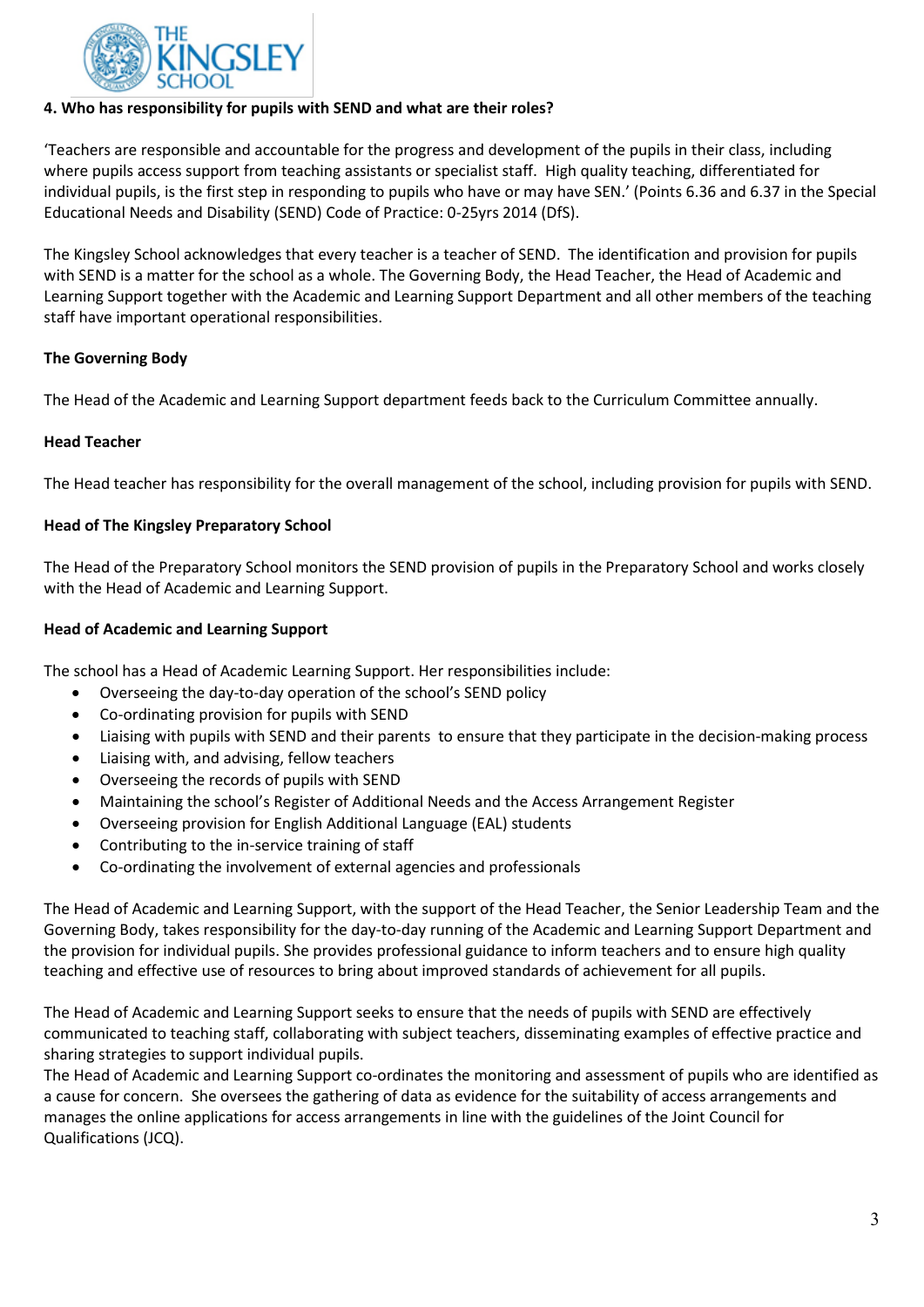**4. Who has responsibility for pupils with SEND and what are their roles?**

'Teachers are responsible and accountable for the progress and development of the pupils in their class, including where pupils access support from teaching assistants or specialist staff. High quality teaching, differentiated for individual pupils, is the first step in responding to pupils who have or may have SEN.' (Points 6.36 and 6.37 in the Special Educational Needs and Disability (SEND) Code of Practice: 0-25yrs 2014 (DfS).

The Kingsley School acknowledges that every teacher is a teacher of SEND. The identification and provision for pupils with SEND is a matter for the school as a whole. The Governing Body, the Head Teacher, the Head of Academic and Learning Support together with the Academic and Learning Support Department and all other members of the teaching staff have important operational responsibilities.

**The Governing Body**

The Head of the Academic and Learning Support department feeds back to the Curriculum Committee annually.

**Head Teacher**

The Head teacher has responsibility for the overall management of the school, including provision for pupils with SEND.

**Head of The Kingsley Preparatory School**

The Head of the Preparatory School monitors the SEND provision of pupils in the Preparatory School and works closely with the Head of Academic and Learning Support.

**Head of Academic and Learning Support**

The school has a Head of Academic Learning Support. Her responsibilities include:

- Overseeing the day-to-day operation of the school's SEND policy
- Co-ordinating provision for pupils with SEND
- Liaising with pupils with SEND and their parents to ensure that they participate in the decision-making process
- Liaising with, and advising, fellow teachers
- Overseeing the records of pupils with SEND
- Maintaining the school's Register of Additional Needs and the Access Arrangement Register
- Overseeing provision for English Additional Language (EAL) students
- Contributing to the in-service training of staff
- Co-ordinating the involvement of external agencies and professionals

The Head of Academic and Learning Support, with the support of the Head Teacher, the Senior Leadership Team and the Governing Body, takes responsibility for the day-to-day running of the Academic and Learning Support Department and the provision for individual pupils. She provides professional guidance to inform teachers and to ensure high quality teaching and effective use of resources to bring about improved standards of achievement for all pupils.

The Head of Academic and Learning Support seeks to ensure that the needs of pupils with SEND are effectively communicated to teaching staff, collaborating with subject teachers, disseminating examples of effective practice and sharing strategies to support individual pupils.

The Head of Academic and Learning Support co-ordinates the monitoring and assessment of pupils who are identified as a cause for concern. She oversees the gathering of data as evidence for the suitability of access arrangements and manages the online applications for access arrangements in line with the guidelines of the Joint Council for Qualifications (JCQ).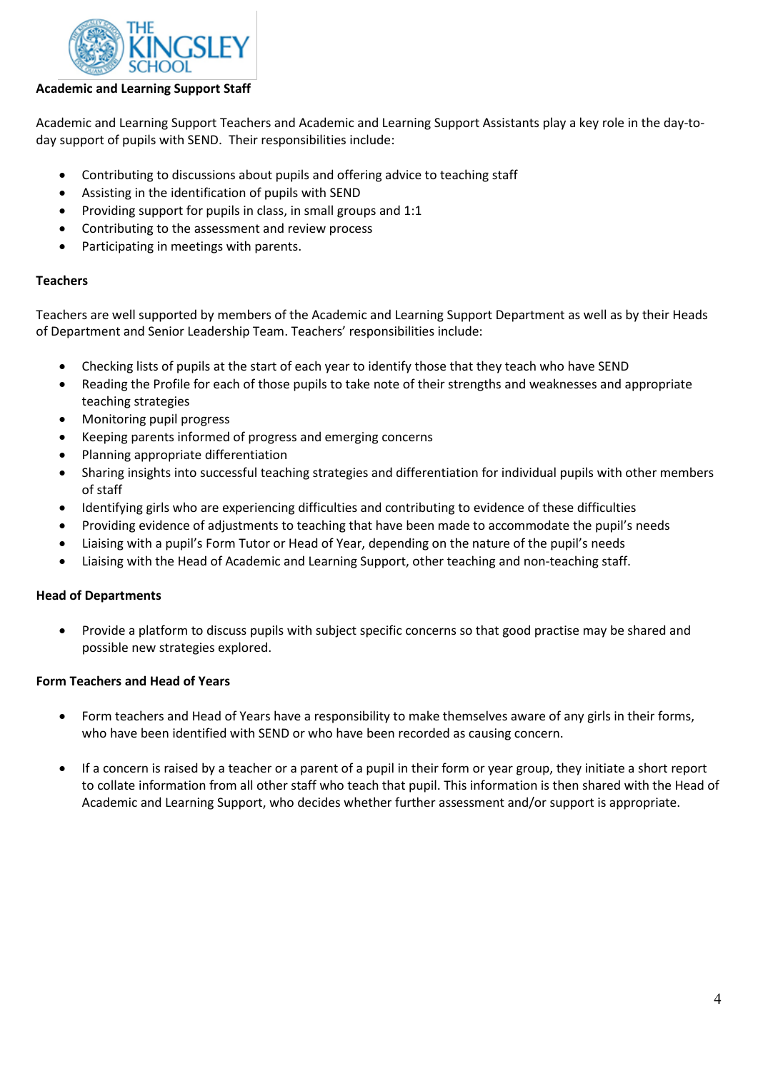**Academic and Learning Support Staff**

Academic and Learning Support Teachers and Academic and Learning Support Assistants play a key role in the day-to-day support of pupils with SEND. Their responsibilities include:

- Contributing to discussions about pupils and offering advice to teaching staff
- Assisting in the identification of pupils with SEND
- Providing support for pupils in class, in small groups and 1:1
- Contributing to the assessment and review process
- Participating in meetings with parents.

**Teachers**

Teachers are well supported by members of the Academic and Learning Support Department as well as by their Heads of Department and Senior Leadership Team. Teachers' responsibilities include:

- Checking lists of pupils at the start of each year to identify those that they teach who have SEND
- Reading the Profile for each of those pupils to take note of their strengths and weaknesses and appropriate teaching strategies
- Monitoring pupil progress
- Keeping parents informed of progress and emerging concerns
- Planning appropriate differentiation
- Sharing insights into successful teaching strategies and differentiation for individual pupils with other members of staff
- Identifying girls who are experiencing difficulties and contributing to evidence of these difficulties
- Providing evidence of adjustments to teaching that have been made to accommodate the pupil's needs
- Liaising with a pupil's Form Tutor or Head of Year, depending on the nature of the pupil's needs
- Liaising with the Head of Academic and Learning Support, other teaching and non-teaching staff.

**Head of Departments**

- Provide a platform to discuss pupils with subject specific concerns so that good practise may be shared and possible new strategies explored.

**Form Teachers and Head of Years**

- Form teachers and Head of Years have a responsibility to make themselves aware of any girls in their forms, who have been identified with SEND or who have been recorded as causing concern.

- If a concern is raised by a teacher or a parent of a pupil in their form or year group, they initiate a short report to collate information from all other staff who teach that pupil. This information is then shared with the Head of Academic and Learning Support, who decides whether further assessment and/or support is appropriate.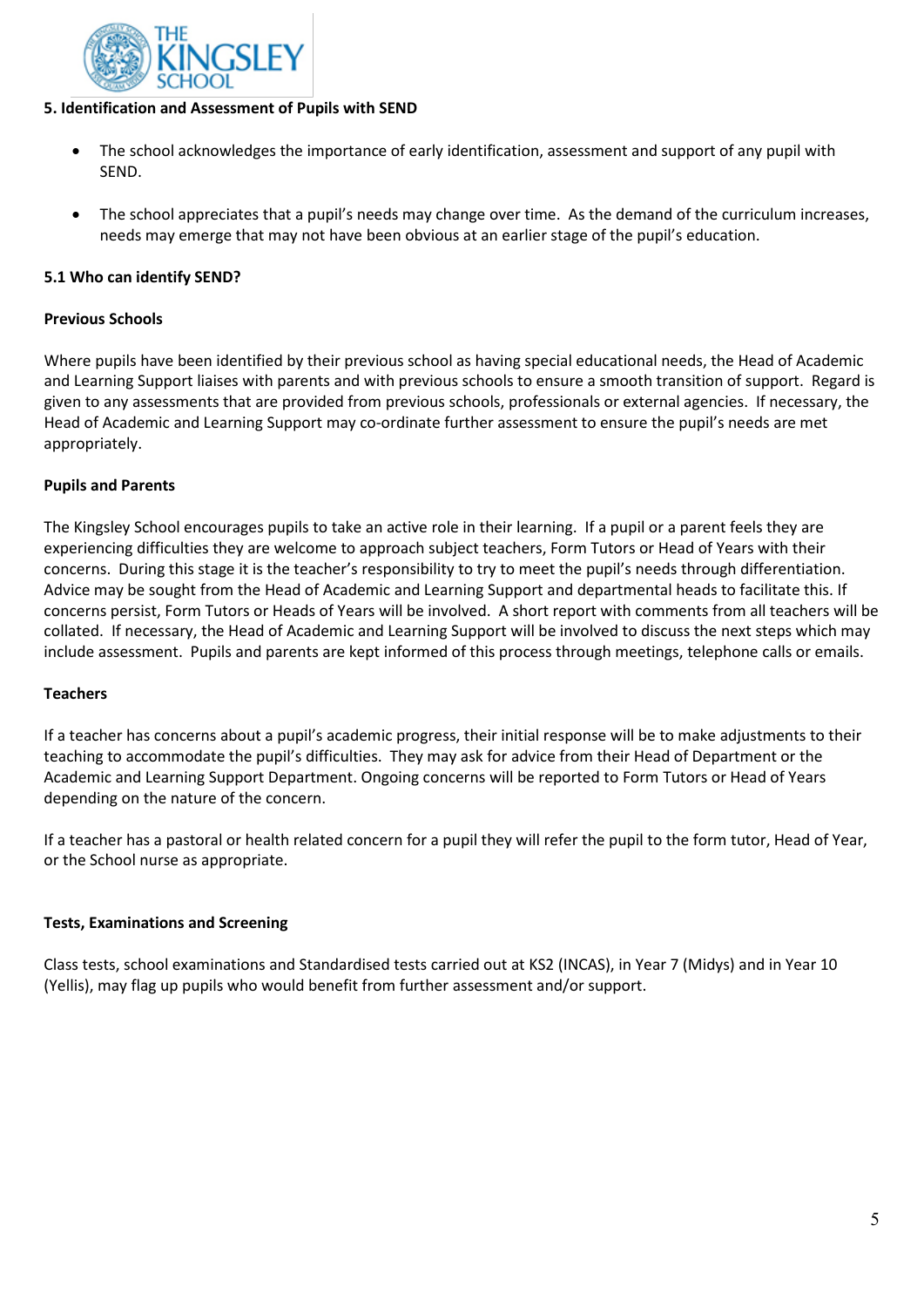## 5. Identification and Assessment of Pupils with SEND

- The school acknowledges the importance of early identification, assessment and support of any pupil with SEND.
- The school appreciates that a pupil's needs may change over time. As the demand of the curriculum increases, needs may emerge that may not have been obvious at an earlier stage of the pupil's education.

### 5.1 Who can identify SEND?

**Previous Schools**

Where pupils have been identified by their previous school as having special educational needs, the Head of Academic and Learning Support liaises with parents and with previous schools to ensure a smooth transition of support. Regard is given to any assessments that are provided from previous schools, professionals or external agencies. If necessary, the Head of Academic and Learning Support may co-ordinate further assessment to ensure the pupil's needs are met appropriately.

**Pupils and Parents**

The Kingsley School encourages pupils to take an active role in their learning. If a pupil or a parent feels they are experiencing difficulties they are welcome to approach subject teachers, Form Tutors or Head of Years with their concerns. During this stage it is the teacher's responsibility to try to meet the pupil's needs through differentiation. Advice may be sought from the Head of Academic and Learning Support and departmental heads to facilitate this. If concerns persist, Form Tutors or Heads of Years will be involved. A short report with comments from all teachers will be collated. If necessary, the Head of Academic and Learning Support will be involved to discuss the next steps which may include assessment. Pupils and parents are kept informed of this process through meetings, telephone calls or emails.

**Teachers**

If a teacher has concerns about a pupil's academic progress, their initial response will be to make adjustments to their teaching to accommodate the pupil's difficulties. They may ask for advice from their Head of Department or the Academic and Learning Support Department. Ongoing concerns will be reported to Form Tutors or Head of Years depending on the nature of the concern.

If a teacher has a pastoral or health related concern for a pupil they will refer the pupil to the form tutor, Head of Year, or the School nurse as appropriate.

**Tests, Examinations and Screening**

Class tests, school examinations and Standardised tests carried out at KS2 (INCAS), in Year 7 (Midys) and in Year 10 (Yellis), may flag up pupils who would benefit from further assessment and/or support.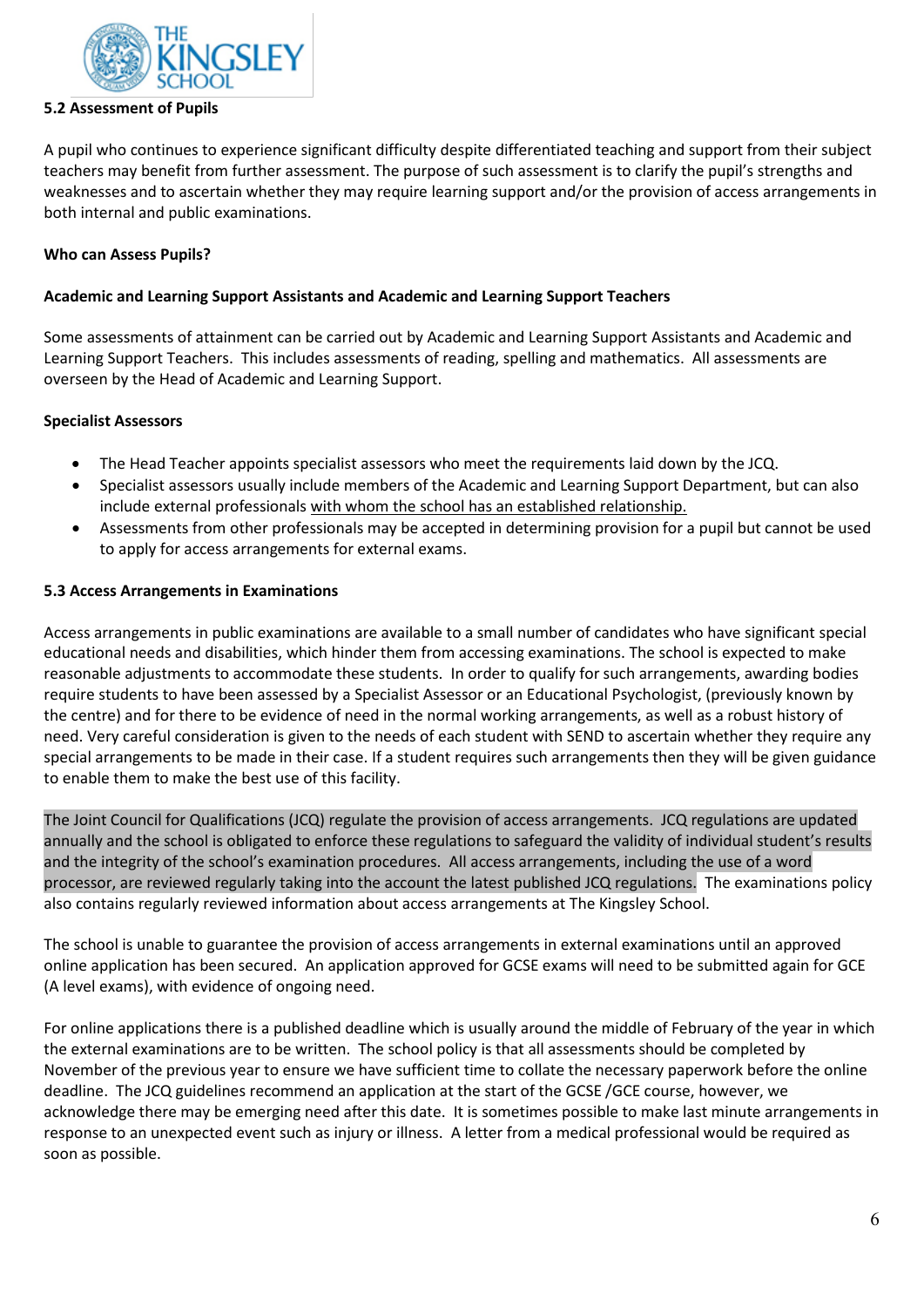**5.2 Assessment of Pupils**

A pupil who continues to experience significant difficulty despite differentiated teaching and support from their subject teachers may benefit from further assessment. The purpose of such assessment is to clarify the pupil's strengths and weaknesses and to ascertain whether they may require learning support and/or the provision of access arrangements in both internal and public examinations.

**Who can Assess Pupils?**

**Academic and Learning Support Assistants and Academic and Learning Support Teachers**

Some assessments of attainment can be carried out by Academic and Learning Support Assistants and Academic and Learning Support Teachers. This includes assessments of reading, spelling and mathematics. All assessments are overseen by the Head of Academic and Learning Support.

**Specialist Assessors**

- The Head Teacher appoints specialist assessors who meet the requirements laid down by the JCQ.
- Specialist assessors usually include members of the Academic and Learning Support Department, but can also include external professionals with whom the school has an established relationship.
- Assessments from other professionals may be accepted in determining provision for a pupil but cannot be used to apply for access arrangements for external exams.

**5.3 Access Arrangements in Examinations**

Access arrangements in public examinations are available to a small number of candidates who have significant special educational needs and disabilities, which hinder them from accessing examinations. The school is expected to make reasonable adjustments to accommodate these students. In order to qualify for such arrangements, awarding bodies require students to have been assessed by a Specialist Assessor or an Educational Psychologist, (previously known by the centre) and for there to be evidence of need in the normal working arrangements, as well as a robust history of need. Very careful consideration is given to the needs of each student with SEND to ascertain whether they require any special arrangements to be made in their case. If a student requires such arrangements then they will be given guidance to enable them to make the best use of this facility.

The Joint Council for Qualifications (JCQ) regulate the provision of access arrangements. JCQ regulations are updated annually and the school is obligated to enforce these regulations to safeguard the validity of individual student's results and the integrity of the school's examination procedures. All access arrangements, including the use of a word processor, are reviewed regularly taking into the account the latest published JCQ regulations. The examinations policy also contains regularly reviewed information about access arrangements at The Kingsley School.

The school is unable to guarantee the provision of access arrangements in external examinations until an approved online application has been secured. An application approved for GCSE exams will need to be submitted again for GCE (A level exams), with evidence of ongoing need.

For online applications there is a published deadline which is usually around the middle of February of the year in which the external examinations are to be written. The school policy is that all assessments should be completed by November of the previous year to ensure we have sufficient time to collate the necessary paperwork before the online deadline. The JCQ guidelines recommend an application at the start of the GCSE /GCE course, however, we acknowledge there may be emerging need after this date. It is sometimes possible to make last minute arrangements in response to an unexpected event such as injury or illness. A letter from a medical professional would be required as soon as possible.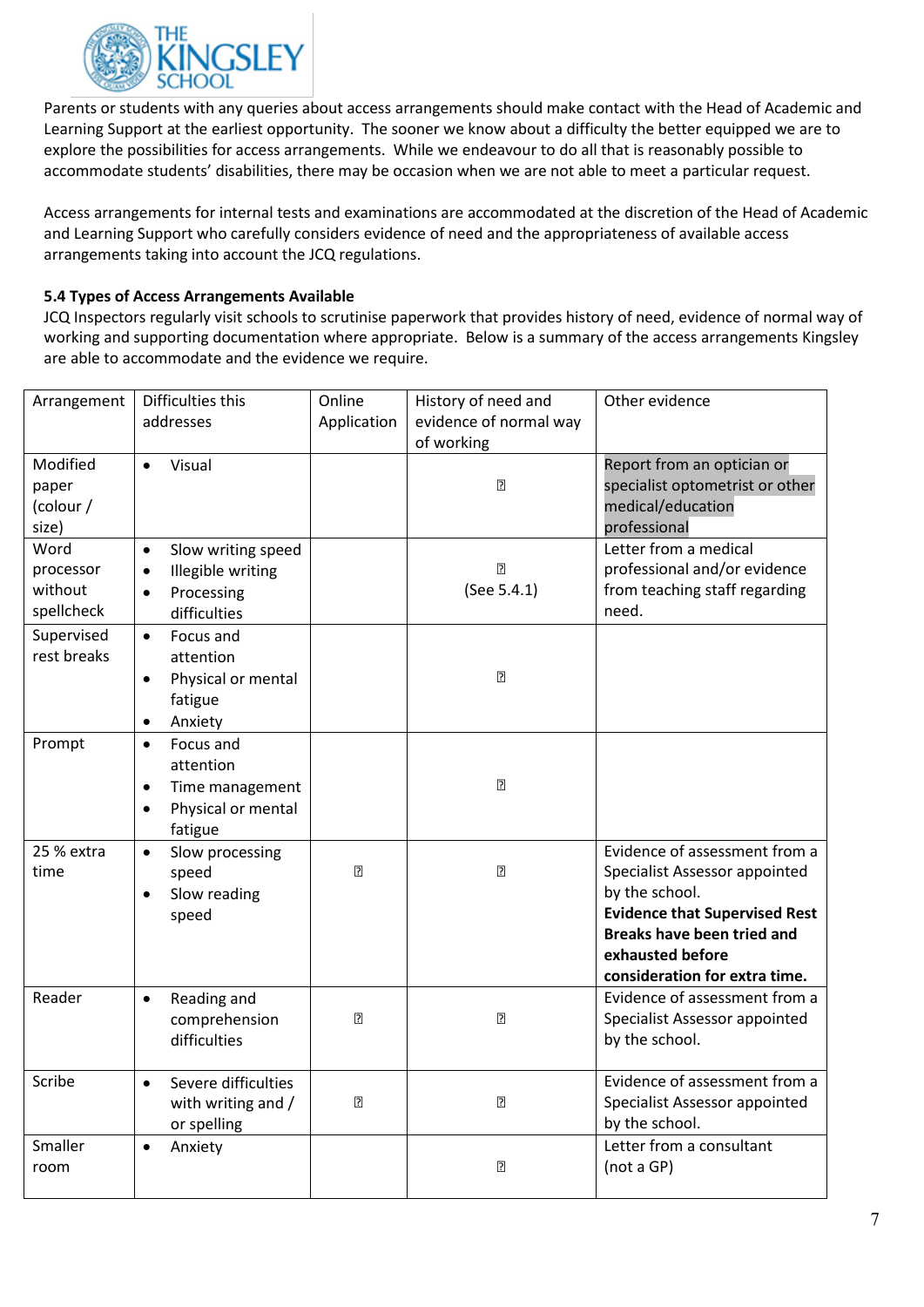Parents or students with any queries about access arrangements should make contact with the Head of Academic and Learning Support at the earliest opportunity. The sooner we know about a difficulty the better equipped we are to explore the possibilities for access arrangements. While we endeavour to do all that is reasonably possible to accommodate students' disabilities, there may be occasion when we are not able to meet a particular request.

Access arrangements for internal tests and examinations are accommodated at the discretion of the Head of Academic and Learning Support who carefully considers evidence of need and the appropriateness of available access arrangements taking into account the JCQ regulations.

**5.4 Types of Access Arrangements Available**

JCQ Inspectors regularly visit schools to scrutinise paperwork that provides history of need, evidence of normal way of working and supporting documentation where appropriate. Below is a summary of the access arrangements Kingsley are able to accommodate and the evidence we require.

| Arrangement | Difficulties this addresses | Online Application | History of need and evidence of normal way of working | Other evidence |
|---|---|---|---|---|
| Modified paper (colour / size) | • Visual | | ✓ | Report from an optician or specialist optometrist or other medical/education professional |
| Word processor without spellcheck | • Slow writing speed<br>• Illegible writing<br>• Processing difficulties | | ✓<br>(See 5.4.1) | Letter from a medical professional and/or evidence from teaching staff regarding need. |
| Supervised rest breaks | • Focus and attention<br>• Physical or mental fatigue<br>• Anxiety | | ✓ | |
| Prompt | • Focus and attention<br>• Time management<br>• Physical or mental fatigue | | ✓ | |
| 25 % extra time | • Slow processing speed<br>• Slow reading speed | ✓ | ✓ | Evidence of assessment from a Specialist Assessor appointed by the school. **Evidence that Supervised Rest Breaks have been tried and exhausted before consideration for extra time.** |
| Reader | • Reading and comprehension difficulties | ✓ | ✓ | Evidence of assessment from a Specialist Assessor appointed by the school. |
| Scribe | • Severe difficulties with writing and / or spelling | ✓ | ✓ | Evidence of assessment from a Specialist Assessor appointed by the school. |
| Smaller room | • Anxiety | | ✓ | Letter from a consultant (not a GP) |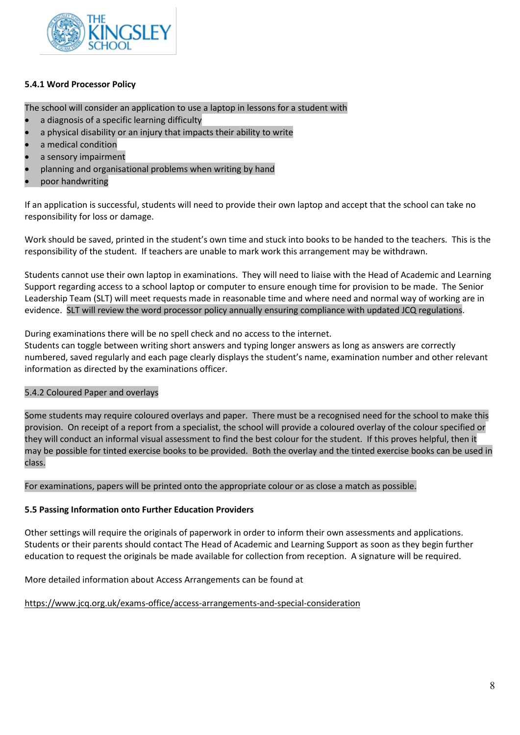**5.4.1 Word Processor Policy**

The school will consider an application to use a laptop in lessons for a student with

- a diagnosis of a specific learning difficulty
- a physical disability or an injury that impacts their ability to write
- a medical condition
- a sensory impairment
- planning and organisational problems when writing by hand
- poor handwriting

If an application is successful, students will need to provide their own laptop and accept that the school can take no responsibility for loss or damage.

Work should be saved, printed in the student's own time and stuck into books to be handed to the teachers. This is the responsibility of the student. If teachers are unable to mark work this arrangement may be withdrawn.

Students cannot use their own laptop in examinations. They will need to liaise with the Head of Academic and Learning Support regarding access to a school laptop or computer to ensure enough time for provision to be made. The Senior Leadership Team (SLT) will meet requests made in reasonable time and where need and normal way of working are in evidence. SLT will review the word processor policy annually ensuring compliance with updated JCQ regulations.

During examinations there will be no spell check and no access to the internet.
Students can toggle between writing short answers and typing longer answers as long as answers are correctly numbered, saved regularly and each page clearly displays the student's name, examination number and other relevant information as directed by the examinations officer.

5.4.2 Coloured Paper and overlays

Some students may require coloured overlays and paper. There must be a recognised need for the school to make this provision. On receipt of a report from a specialist, the school will provide a coloured overlay of the colour specified or they will conduct an informal visual assessment to find the best colour for the student. If this proves helpful, then it may be possible for tinted exercise books to be provided. Both the overlay and the tinted exercise books can be used in class.

For examinations, papers will be printed onto the appropriate colour or as close a match as possible.

**5.5 Passing Information onto Further Education Providers**

Other settings will require the originals of paperwork in order to inform their own assessments and applications. Students or their parents should contact The Head of Academic and Learning Support as soon as they begin further education to request the originals be made available for collection from reception. A signature will be required.

More detailed information about Access Arrangements can be found at

https://www.jcq.org.uk/exams-office/access-arrangements-and-special-consideration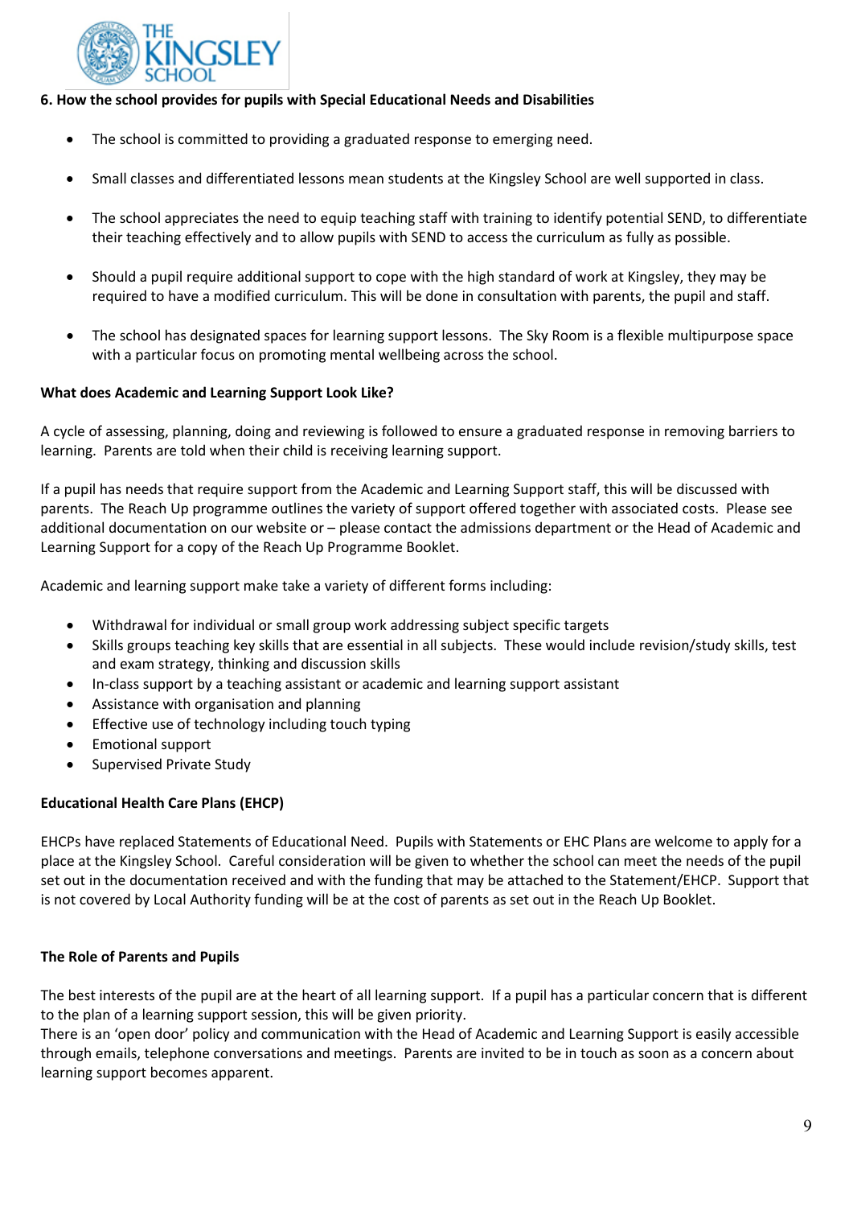**6. How the school provides for pupils with Special Educational Needs and Disabilities**

- The school is committed to providing a graduated response to emerging need.
- Small classes and differentiated lessons mean students at the Kingsley School are well supported in class.
- The school appreciates the need to equip teaching staff with training to identify potential SEND, to differentiate their teaching effectively and to allow pupils with SEND to access the curriculum as fully as possible.
- Should a pupil require additional support to cope with the high standard of work at Kingsley, they may be required to have a modified curriculum. This will be done in consultation with parents, the pupil and staff.
- The school has designated spaces for learning support lessons. The Sky Room is a flexible multipurpose space with a particular focus on promoting mental wellbeing across the school.

**What does Academic and Learning Support Look Like?**

A cycle of assessing, planning, doing and reviewing is followed to ensure a graduated response in removing barriers to learning. Parents are told when their child is receiving learning support.

If a pupil has needs that require support from the Academic and Learning Support staff, this will be discussed with parents. The Reach Up programme outlines the variety of support offered together with associated costs. Please see additional documentation on our website or – please contact the admissions department or the Head of Academic and Learning Support for a copy of the Reach Up Programme Booklet.

Academic and learning support make take a variety of different forms including:

- Withdrawal for individual or small group work addressing subject specific targets
- Skills groups teaching key skills that are essential in all subjects. These would include revision/study skills, test and exam strategy, thinking and discussion skills
- In-class support by a teaching assistant or academic and learning support assistant
- Assistance with organisation and planning
- Effective use of technology including touch typing
- Emotional support
- Supervised Private Study

**Educational Health Care Plans (EHCP)**

EHCPs have replaced Statements of Educational Need. Pupils with Statements or EHC Plans are welcome to apply for a place at the Kingsley School. Careful consideration will be given to whether the school can meet the needs of the pupil set out in the documentation received and with the funding that may be attached to the Statement/EHCP. Support that is not covered by Local Authority funding will be at the cost of parents as set out in the Reach Up Booklet.

**The Role of Parents and Pupils**

The best interests of the pupil are at the heart of all learning support. If a pupil has a particular concern that is different to the plan of a learning support session, this will be given priority.

There is an 'open door' policy and communication with the Head of Academic and Learning Support is easily accessible through emails, telephone conversations and meetings. Parents are invited to be in touch as soon as a concern about learning support becomes apparent.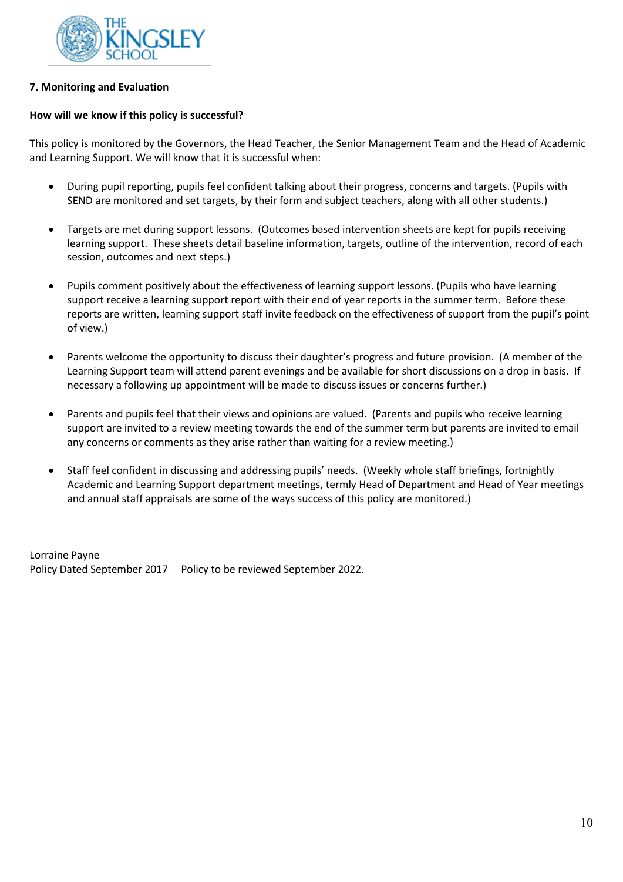### 7. Monitoring and Evaluation

**How will we know if this policy is successful?**

This policy is monitored by the Governors, the Head Teacher, the Senior Management Team and the Head of Academic and Learning Support. We will know that it is successful when:

- During pupil reporting, pupils feel confident talking about their progress, concerns and targets. (Pupils with SEND are monitored and set targets, by their form and subject teachers, along with all other students.)

- Targets are met during support lessons. (Outcomes based intervention sheets are kept for pupils receiving learning support. These sheets detail baseline information, targets, outline of the intervention, record of each session, outcomes and next steps.)

- Pupils comment positively about the effectiveness of learning support lessons. (Pupils who have learning support receive a learning support report with their end of year reports in the summer term. Before these reports are written, learning support staff invite feedback on the effectiveness of support from the pupil's point of view.)

- Parents welcome the opportunity to discuss their daughter's progress and future provision. (A member of the Learning Support team will attend parent evenings and be available for short discussions on a drop in basis. If necessary a following up appointment will be made to discuss issues or concerns further.)

- Parents and pupils feel that their views and opinions are valued. (Parents and pupils who receive learning support are invited to a review meeting towards the end of the summer term but parents are invited to email any concerns or comments as they arise rather than waiting for a review meeting.)

- Staff feel confident in discussing and addressing pupils' needs. (Weekly whole staff briefings, fortnightly Academic and Learning Support department meetings, termly Head of Department and Head of Year meetings and annual staff appraisals are some of the ways success of this policy are monitored.)

Lorraine Payne
Policy Dated September 2017 Policy to be reviewed September 2022.